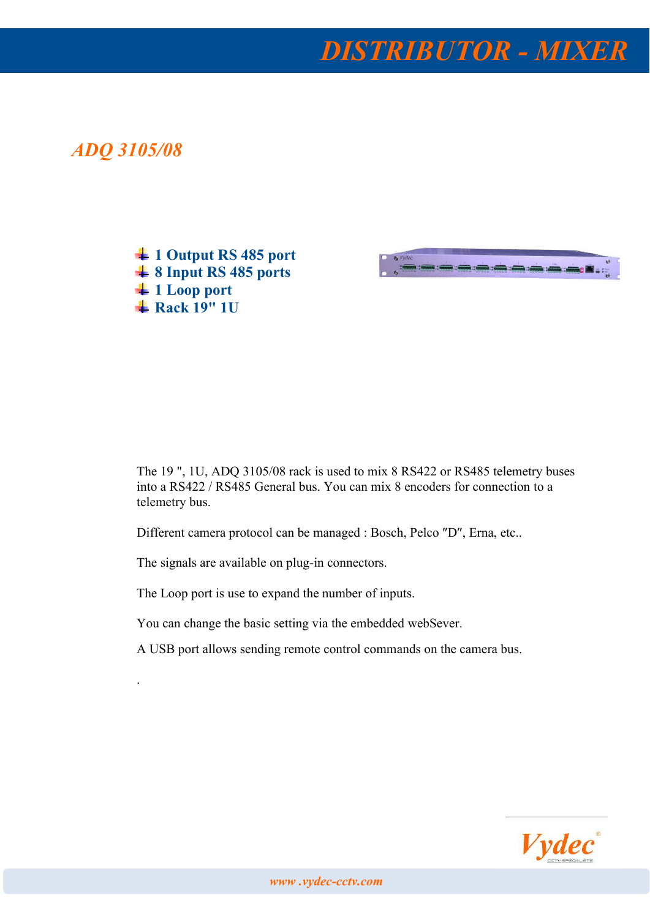# DISTRIBUTOR - MIXER

## *ADQ 3105/08*

- **1 Output RS 485 port**
- **8 Input RS 485 ports**
- **1 Loop port**
- **Rack 19" 1U**

The 19 ", 1U, ADQ 3105/08 rack is used to mix 8 RS422 or RS485 telemetry buses into a RS422 / RS485 General bus. You can mix 8 encoders for connection to a telemetry bus.

Different camera protocol can be managed : Bosch, Pelco "D", Erna, etc..

The signals are available on plug-in connectors.

The Loop port is use to expand the number of inputs.

You can change the basic setting via the embedded webSever.

A USB port allows sending remote control commands on the camera bus.

.

Vydec

www .vydec-cctv.com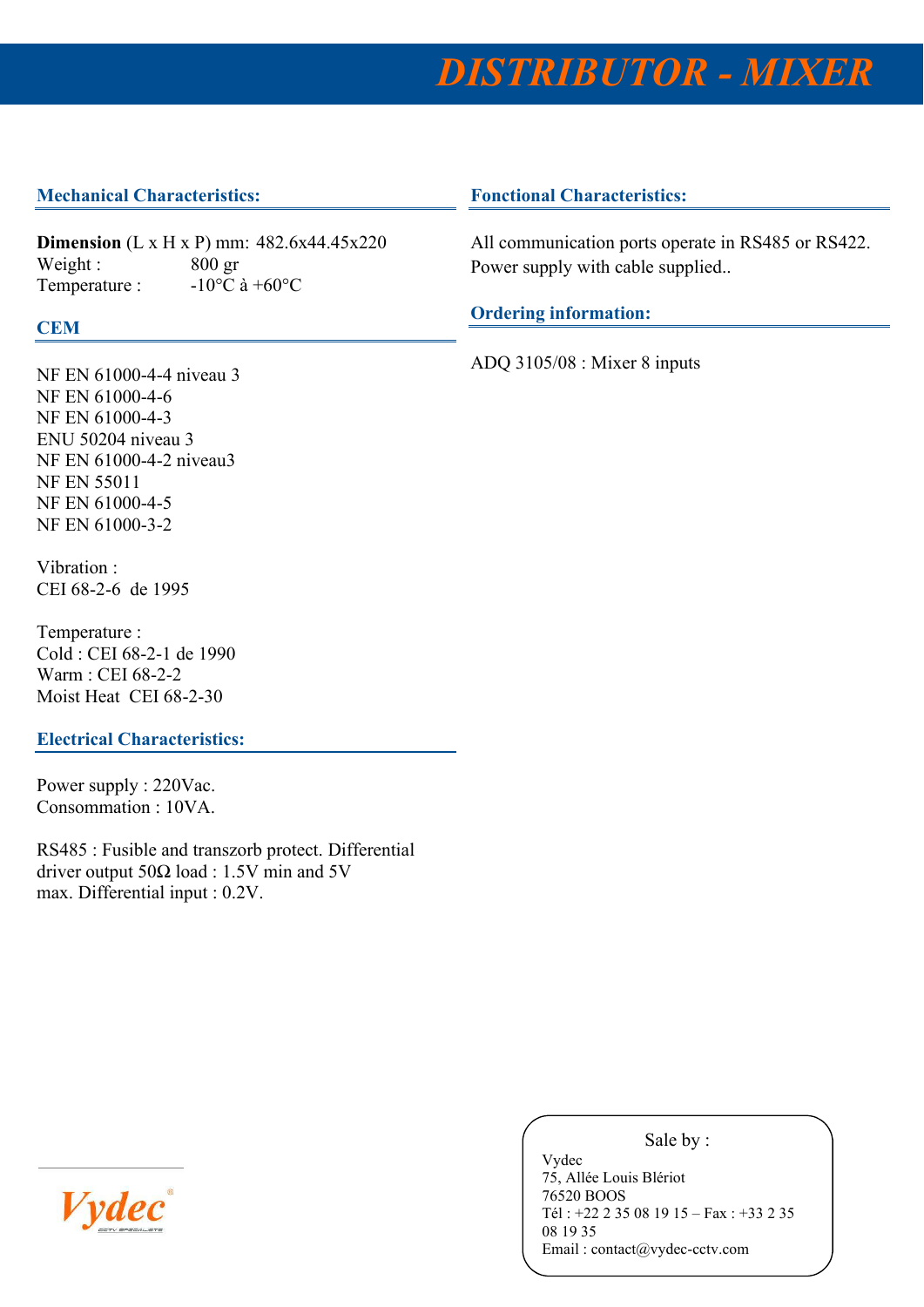# DISTRIBUTOR - MIXER

## Mechanical Characteristics:

**Dimension** (L x H x P) mm: 482.6x44.45x220
Weight : 800 gr
Temperature : -10°C à +60°C

## CEM

NF EN 61000-4-4 niveau 3
NF EN 61000-4-6
NF EN 61000-4-3
ENU 50204 niveau 3
NF EN 61000-4-2 niveau3
NF EN 55011
NF EN 61000-4-5
NF EN 61000-3-2

Vibration :
CEI 68-2-6 de 1995

Temperature :
Cold : CEI 68-2-1 de 1990
Warm : CEI 68-2-2
Moist Heat CEI 68-2-30

## Electrical Characteristics:

Power supply : 220Vac.
Consommation : 10VA.

RS485 : Fusible and transzorb protect. Differential driver output 50Ω load : 1.5V min and 5V max. Differential input : 0.2V.

## Fonctional Characteristics:

All communication ports operate in RS485 or RS422.
Power supply with cable supplied..

## Ordering information:

ADQ 3105/08 : Mixer 8 inputs

Vydec

Sale by :

Vydec
75, Allée Louis Blériot
76520 BOOS
Tél : +22 2 35 08 19 15 – Fax : +33 2 35 08 19 35
Email : contact@vydec-cctv.com